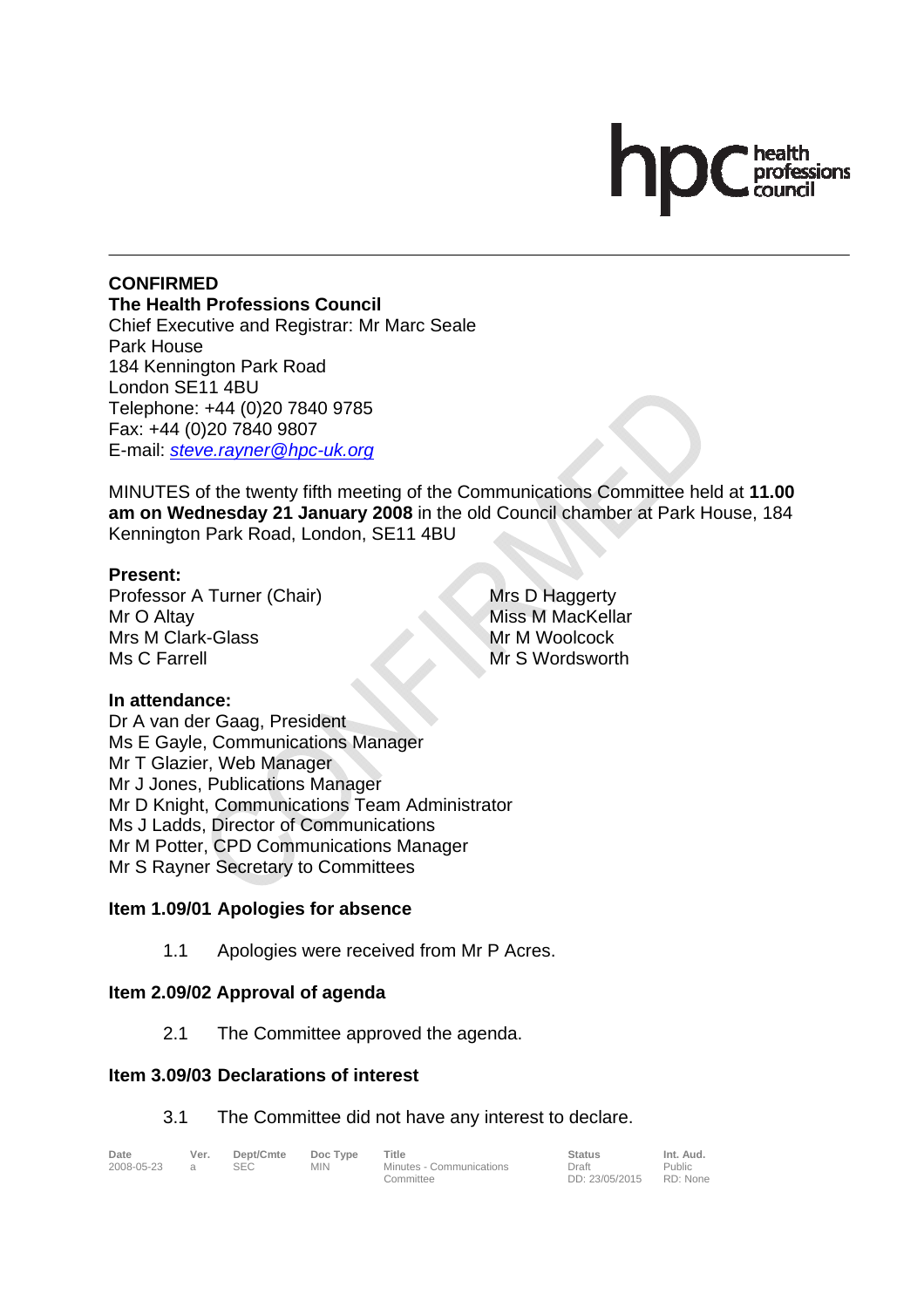**CONFIRMED**
**The Health Professions Council**
Chief Executive and Registrar: Mr Marc Seale
Park House
184 Kennington Park Road
London SE11 4BU
Telephone: +44 (0)20 7840 9785
Fax: +44 (0)20 7840 9807
E-mail: *steve.rayner@hpc-uk.org*

MINUTES of the twenty fifth meeting of the Communications Committee held at **11.00 am on Wednesday 21 January 2008** in the old Council chamber at Park House, 184 Kennington Park Road, London, SE11 4BU

**Present:**
Professor A Turner (Chair)
Mr O Altay
Mrs M Clark-Glass
Ms C Farrell
Mrs D Haggerty
Miss M MacKellar
Mr M Woolcock
Mr S Wordsworth

**In attendance:**
Dr A van der Gaag, President
Ms E Gayle, Communications Manager
Mr T Glazier, Web Manager
Mr J Jones, Publications Manager
Mr D Knight, Communications Team Administrator
Ms J Ladds, Director of Communications
Mr M Potter, CPD Communications Manager
Mr S Rayner Secretary to Committees

**Item 1.09/01 Apologies for absence**

1.1 Apologies were received from Mr P Acres.

**Item 2.09/02 Approval of agenda**

2.1 The Committee approved the agenda.

**Item 3.09/03 Declarations of interest**

3.1 The Committee did not have any interest to declare.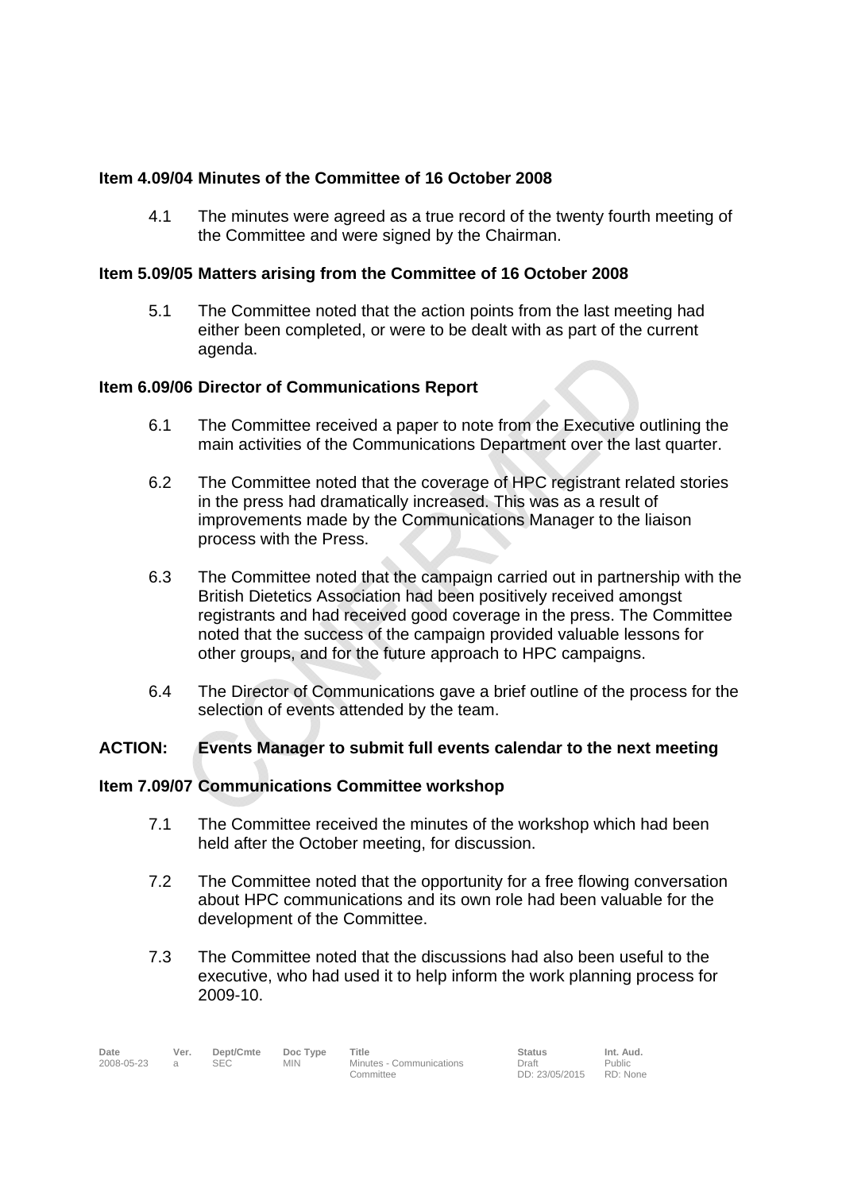**Item 4.09/04 Minutes of the Committee of 16 October 2008**

4.1 The minutes were agreed as a true record of the twenty fourth meeting of the Committee and were signed by the Chairman.

**Item 5.09/05 Matters arising from the Committee of 16 October 2008**

5.1 The Committee noted that the action points from the last meeting had either been completed, or were to be dealt with as part of the current agenda.

**Item 6.09/06 Director of Communications Report**

6.1 The Committee received a paper to note from the Executive outlining the main activities of the Communications Department over the last quarter.

6.2 The Committee noted that the coverage of HPC registrant related stories in the press had dramatically increased. This was as a result of improvements made by the Communications Manager to the liaison process with the Press.

6.3 The Committee noted that the campaign carried out in partnership with the British Dietetics Association had been positively received amongst registrants and had received good coverage in the press. The Committee noted that the success of the campaign provided valuable lessons for other groups, and for the future approach to HPC campaigns.

6.4 The Director of Communications gave a brief outline of the process for the selection of events attended by the team.

**ACTION: Events Manager to submit full events calendar to the next meeting**

**Item 7.09/07 Communications Committee workshop**

7.1 The Committee received the minutes of the workshop which had been held after the October meeting, for discussion.

7.2 The Committee noted that the opportunity for a free flowing conversation about HPC communications and its own role had been valuable for the development of the Committee.

7.3 The Committee noted that the discussions had also been useful to the executive, who had used it to help inform the work planning process for 2009-10.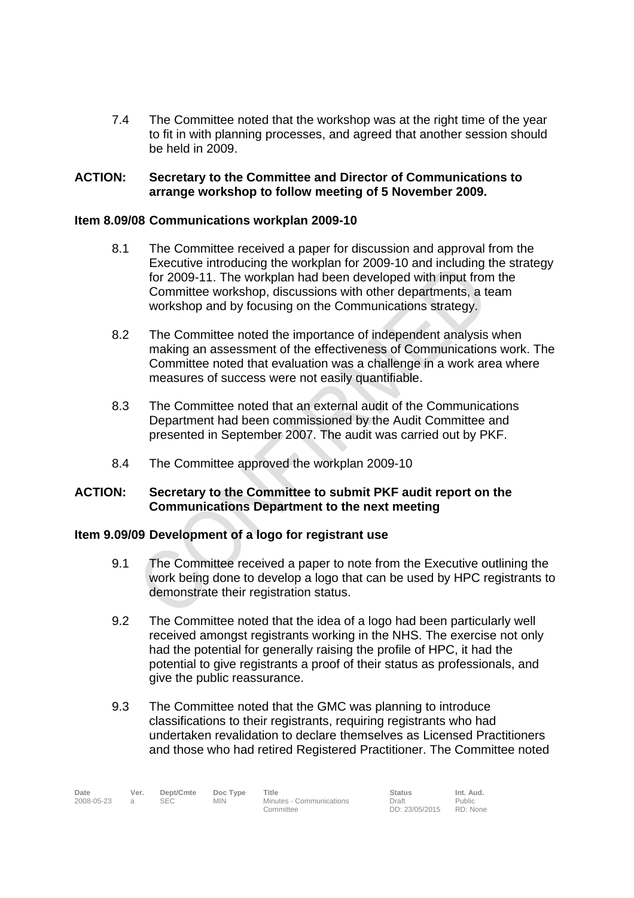7.4 The Committee noted that the workshop was at the right time of the year to fit in with planning processes, and agreed that another session should be held in 2009.

**ACTION: Secretary to the Committee and Director of Communications to arrange workshop to follow meeting of 5 November 2009.**

**Item 8.09/08 Communications workplan 2009-10**

8.1 The Committee received a paper for discussion and approval from the Executive introducing the workplan for 2009-10 and including the strategy for 2009-11. The workplan had been developed with input from the Committee workshop, discussions with other departments, a team workshop and by focusing on the Communications strategy.

8.2 The Committee noted the importance of independent analysis when making an assessment of the effectiveness of Communications work. The Committee noted that evaluation was a challenge in a work area where measures of success were not easily quantifiable.

8.3 The Committee noted that an external audit of the Communications Department had been commissioned by the Audit Committee and presented in September 2007. The audit was carried out by PKF.

8.4 The Committee approved the workplan 2009-10

**ACTION: Secretary to the Committee to submit PKF audit report on the Communications Department to the next meeting**

**Item 9.09/09 Development of a logo for registrant use**

9.1 The Committee received a paper to note from the Executive outlining the work being done to develop a logo that can be used by HPC registrants to demonstrate their registration status.

9.2 The Committee noted that the idea of a logo had been particularly well received amongst registrants working in the NHS. The exercise not only had the potential for generally raising the profile of HPC, it had the potential to give registrants a proof of their status as professionals, and give the public reassurance.

9.3 The Committee noted that the GMC was planning to introduce classifications to their registrants, requiring registrants who had undertaken revalidation to declare themselves as Licensed Practitioners and those who had retired Registered Practitioner. The Committee noted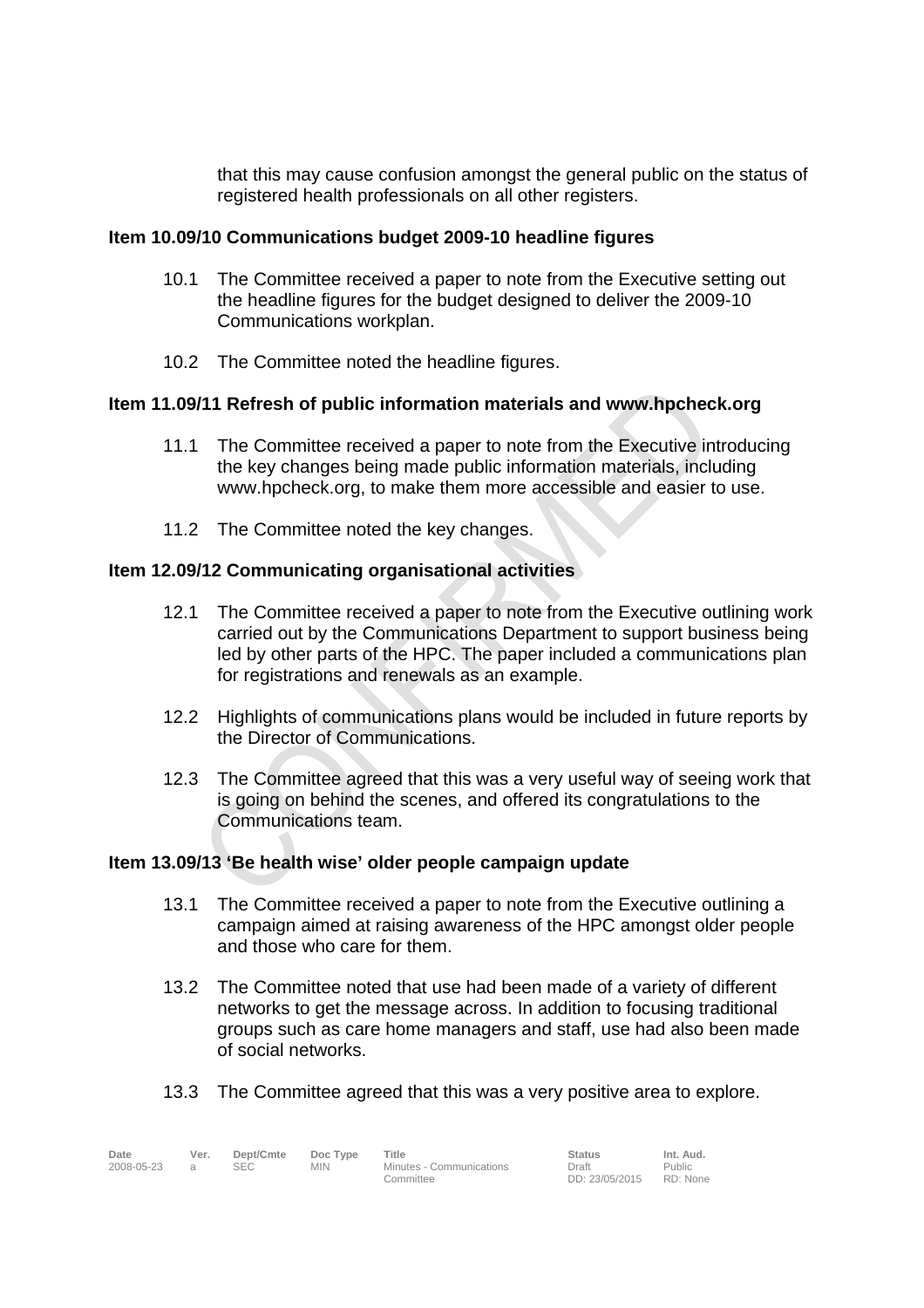that this may cause confusion amongst the general public on the status of registered health professionals on all other registers.

**Item 10.09/10 Communications budget 2009-10 headline figures**

10.1 The Committee received a paper to note from the Executive setting out the headline figures for the budget designed to deliver the 2009-10 Communications workplan.

10.2 The Committee noted the headline figures.

**Item 11.09/11 Refresh of public information materials and www.hpcheck.org**

11.1 The Committee received a paper to note from the Executive introducing the key changes being made public information materials, including www.hpcheck.org, to make them more accessible and easier to use.

11.2 The Committee noted the key changes.

**Item 12.09/12 Communicating organisational activities**

12.1 The Committee received a paper to note from the Executive outlining work carried out by the Communications Department to support business being led by other parts of the HPC. The paper included a communications plan for registrations and renewals as an example.

12.2 Highlights of communications plans would be included in future reports by the Director of Communications.

12.3 The Committee agreed that this was a very useful way of seeing work that is going on behind the scenes, and offered its congratulations to the Communications team.

**Item 13.09/13 'Be health wise' older people campaign update**

13.1 The Committee received a paper to note from the Executive outlining a campaign aimed at raising awareness of the HPC amongst older people and those who care for them.

13.2 The Committee noted that use had been made of a variety of different networks to get the message across. In addition to focusing traditional groups such as care home managers and staff, use had also been made of social networks.

13.3 The Committee agreed that this was a very positive area to explore.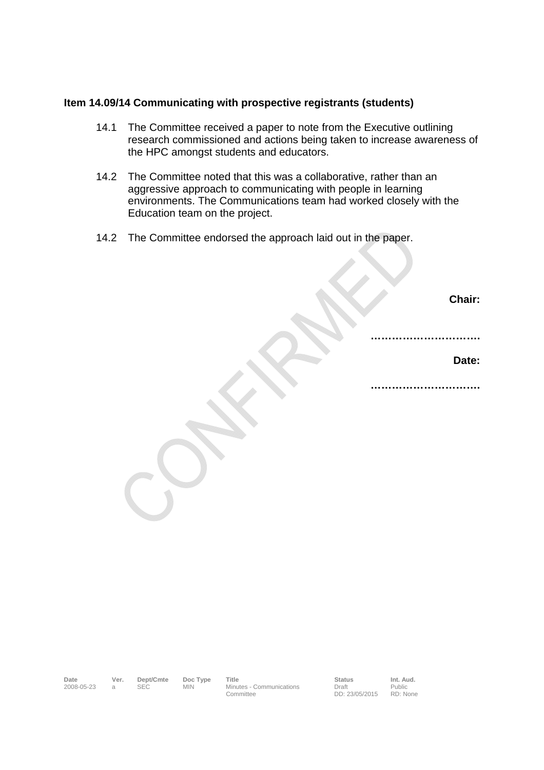**Item 14.09/14 Communicating with prospective registrants (students)**

14.1 The Committee received a paper to note from the Executive outlining research commissioned and actions being taken to increase awareness of the HPC amongst students and educators.

14.2 The Committee noted that this was a collaborative, rather than an aggressive approach to communicating with people in learning environments. The Communications team had worked closely with the Education team on the project.

14.2 The Committee endorsed the approach laid out in the paper.

**Chair:**

………………………….

**Date:**

………………………….

CONFIRMED